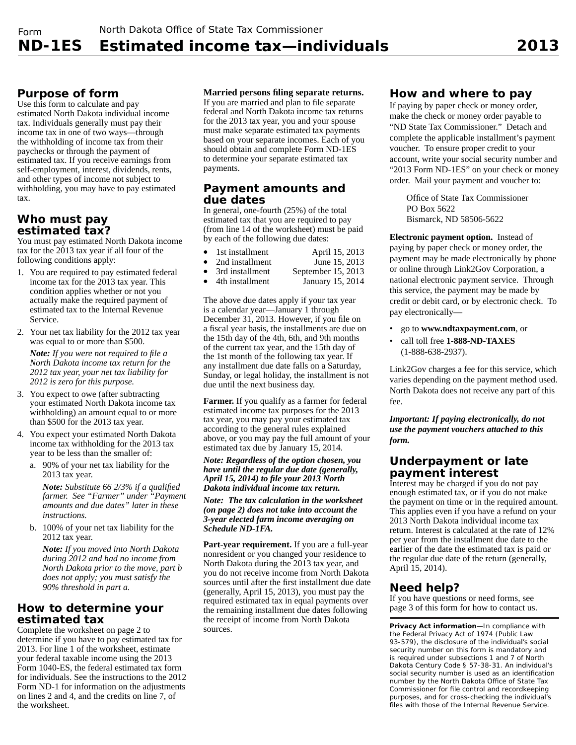Form **ND-1ES**

North Dakota Office of State Tax Commissioner

# Estimated income tax—individuals 2013

## Purpose of form

Use this form to calculate and pay estimated North Dakota individual income tax. Individuals generally must pay their income tax in one of two ways—through the withholding of income tax from their paychecks or through the payment of estimated tax. If you receive earnings from self-employment, interest, dividends, rents, and other types of income not subject to withholding, you may have to pay estimated tax.

## Who must pay estimated tax?

You must pay estimated North Dakota income tax for the 2013 tax year if all four of the following conditions apply:

1. You are required to pay estimated federal income tax for the 2013 tax year. This condition applies whether or not you actually make the required payment of estimated tax to the Internal Revenue Service.
2. Your net tax liability for the 2012 tax year was equal to or more than $500.

   ***Note:*** *If you were not required to file a North Dakota income tax return for the 2012 tax year, your net tax liability for 2012 is zero for this purpose.*
3. You expect to owe (after subtracting your estimated North Dakota income tax withholding) an amount equal to or more than $500 for the 2013 tax year.
4. You expect your estimated North Dakota income tax withholding for the 2013 tax year to be less than the smaller of:
   a. 90% of your net tax liability for the 2013 tax year.

      ***Note:*** *Substitute 66 2/3% if a qualified farmer. See "Farmer" under "Payment amounts and due dates" later in these instructions.*

   b. 100% of your net tax liability for the 2012 tax year.

      ***Note:*** *If you moved into North Dakota during 2012 and had no income from North Dakota prior to the move, part b does not apply; you must satisfy the 90% threshold in part a.*

## How to determine your estimated tax

Complete the worksheet on page 2 to determine if you have to pay estimated tax for 2013. For line 1 of the worksheet, estimate your federal taxable income using the 2013 Form 1040-ES, the federal estimated tax form for individuals. See the instructions to the 2012 Form ND-1 for information on the adjustments on lines 2 and 4, and the credits on line 7, of the worksheet.

**Married persons filing separate returns.** If you are married and plan to file separate federal and North Dakota income tax returns for the 2013 tax year, you and your spouse must make separate estimated tax payments based on your separate incomes. Each of you should obtain and complete Form ND-1ES to determine your separate estimated tax payments.

## Payment amounts and due dates

In general, one-fourth (25%) of the total estimated tax that you are required to pay (from line 14 of the worksheet) must be paid by each of the following due dates:

- 1st installment — April 15, 2013
- 2nd installment — June 15, 2013
- 3rd installment — September 15, 2013
- 4th installment — January 15, 2014

The above due dates apply if your tax year is a calendar year—January 1 through December 31, 2013. However, if you file on a fiscal year basis, the installments are due on the 15th day of the 4th, 6th, and 9th months of the current tax year, and the 15th day of the 1st month of the following tax year. If any installment due date falls on a Saturday, Sunday, or legal holiday, the installment is not due until the next business day.

**Farmer.** If you qualify as a farmer for federal estimated income tax purposes for the 2013 tax year, you may pay your estimated tax according to the general rules explained above, or you may pay the full amount of your estimated tax due by January 15, 2014.

***Note: Regardless of the option chosen, you have until the regular due date (generally, April 15, 2014) to file your 2013 North Dakota individual income tax return.***

***Note: The tax calculation in the worksheet (on page 2) does not take into account the 3-year elected farm income averaging on Schedule ND-1FA.***

**Part-year requirement.** If you are a full-year nonresident or you changed your residence to North Dakota during the 2013 tax year, and you do not receive income from North Dakota sources until after the first installment due date (generally, April 15, 2013), you must pay the required estimated tax in equal payments over the remaining installment due dates following the receipt of income from North Dakota sources.

## How and where to pay

If paying by paper check or money order, make the check or money order payable to "ND State Tax Commissioner." Detach and complete the applicable installment's payment voucher. To ensure proper credit to your account, write your social security number and "2013 Form ND-1ES" on your check or money order. Mail your payment and voucher to:

Office of State Tax Commissioner
PO Box 5622
Bismarck, ND 58506-5622

**Electronic payment option.** Instead of paying by paper check or money order, the payment may be made electronically by phone or online through Link2Gov Corporation, a national electronic payment service. Through this service, the payment may be made by credit or debit card, or by electronic check. To pay electronically—

- go to **www.ndtaxpayment.com**, or
- call toll free **1-888-ND-TAXES** (1-888-638-2937).

Link2Gov charges a fee for this service, which varies depending on the payment method used. North Dakota does not receive any part of this fee.

***Important: If paying electronically, do not use the payment vouchers attached to this form.***

## Underpayment or late payment interest

Interest may be charged if you do not pay enough estimated tax, or if you do not make the payment on time or in the required amount. This applies even if you have a refund on your 2013 North Dakota individual income tax return. Interest is calculated at the rate of 12% per year from the installment due date to the earlier of the date the estimated tax is paid or the regular due date of the return (generally, April 15, 2014).

## Need help?

If you have questions or need forms, see page 3 of this form for how to contact us.

**Privacy Act information**—In compliance with the Federal Privacy Act of 1974 (Public Law 93-579), the disclosure of the individual's social security number on this form is mandatory and is required under subsections 1 and 7 of North Dakota Century Code § 57-38-31. An individual's social security number is used as an identification number by the North Dakota Office of State Tax Commissioner for file control and recordkeeping purposes, and for cross-checking the individual's files with those of the Internal Revenue Service.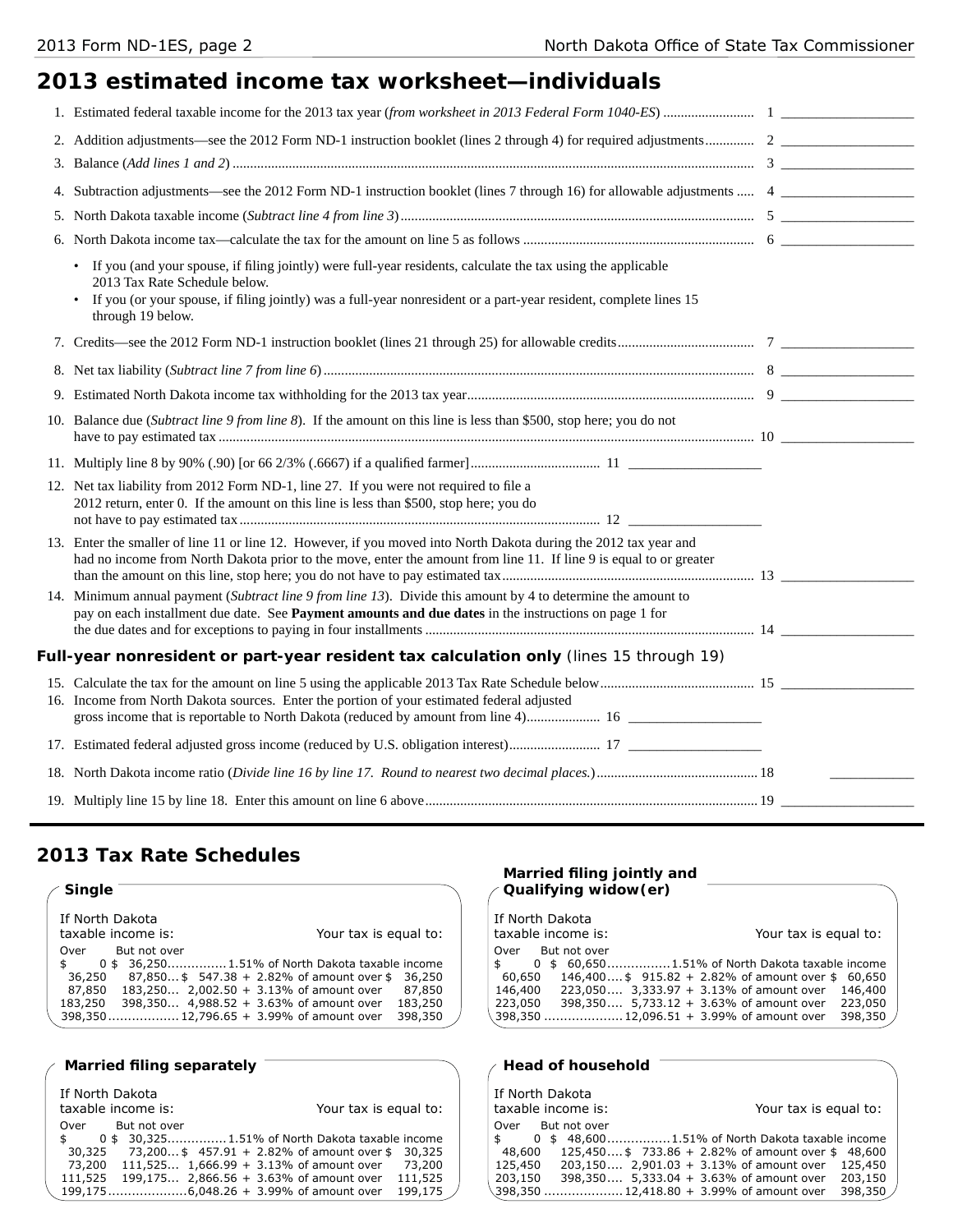# 2013 estimated income tax worksheet—individuals

1. Estimated federal taxable income for the 2013 tax year (*from worksheet in 2013 Federal Form 1040-ES*) .......................... 1 ___________________
2. Addition adjustments—see the 2012 Form ND-1 instruction booklet (lines 2 through 4) for required adjustments.............. 2 ___________________
3. Balance (*Add lines 1 and 2*) .......... 3 ___________________
4. Subtraction adjustments—see the 2012 Form ND-1 instruction booklet (lines 7 through 16) for allowable adjustments ..... 4 ___________________
5. North Dakota taxable income (*Subtract line 4 from line 3*) .......... 5 ___________________
6. North Dakota income tax—calculate the tax for the amount on line 5 as follows .......... 6 ___________________
   - If you (and your spouse, if filing jointly) were full-year residents, calculate the tax using the applicable 2013 Tax Rate Schedule below.
   - If you (or your spouse, if filing jointly) was a full-year nonresident or a part-year resident, complete lines 15 through 19 below.
7. Credits—see the 2012 Form ND-1 instruction booklet (lines 21 through 25) for allowable credits.......... 7 ___________________
8. Net tax liability (*Subtract line 7 from line 6*) .......... 8 ___________________
9. Estimated North Dakota income tax withholding for the 2013 tax year.......... 9 ___________________
10. Balance due (*Subtract line 9 from line 8*). If the amount on this line is less than $500, stop here; you do not have to pay estimated tax .......... 10 ___________________
11. Multiply line 8 by 90% (.90) [or 66 2/3% (.6667) if a qualified farmer].......... 11 ___________________
12. Net tax liability from 2012 Form ND-1, line 27. If you were not required to file a 2012 return, enter 0. If the amount on this line is less than $500, stop here; you do not have to pay estimated tax .......... 12 ___________________
13. Enter the smaller of line 11 or line 12. However, if you moved into North Dakota during the 2012 tax year and had no income from North Dakota prior to the move, enter the amount from line 11. If line 9 is equal to or greater than the amount on this line, stop here; you do not have to pay estimated tax.......... 13 ___________________
14. Minimum annual payment (*Subtract line 9 from line 13*). Divide this amount by 4 to determine the amount to pay on each installment due date. See **Payment amounts and due dates** in the instructions on page 1 for the due dates and for exceptions to paying in four installments .......... 14 ___________________

**Full-year nonresident or part-year resident tax calculation only** (lines 15 through 19)

15. Calculate the tax for the amount on line 5 using the applicable 2013 Tax Rate Schedule below.......... 15 ___________________
16. Income from North Dakota sources. Enter the portion of your estimated federal adjusted gross income that is reportable to North Dakota (reduced by amount from line 4).......... 16 ___________________
17. Estimated federal adjusted gross income (reduced by U.S. obligation interest).......... 17 ___________________
18. North Dakota income ratio (*Divide line 16 by line 17. Round to nearest two decimal places.*).......... 18 ___________
19. Multiply line 15 by line 18. Enter this amount on line 6 above.......... 19 ___________________

## 2013 Tax Rate Schedules

### Single

| If North Dakota taxable income is: Over | But not over | Your tax is equal to: |
|---|---|---|
| $ 0 | $ 36,250 | 1.51% of North Dakota taxable income |
| 36,250 | 87,850 | $ 547.38 + 2.82% of amount over $ 36,250 |
| 87,850 | 183,250 | 2,002.50 + 3.13% of amount over 87,850 |
| 183,250 | 398,350 | 4,988.52 + 3.63% of amount over 183,250 |
| 398,350 | | 12,796.65 + 3.99% of amount over 398,350 |

### Married filing jointly and Qualifying widow(er)

| If North Dakota taxable income is: Over | But not over | Your tax is equal to: |
|---|---|---|
| $ 0 | $ 60,650 | 1.51% of North Dakota taxable income |
| 60,650 | 146,400 | $ 915.82 + 2.82% of amount over $ 60,650 |
| 146,400 | 223,050 | 3,333.97 + 3.13% of amount over 146,400 |
| 223,050 | 398,350 | 5,733.12 + 3.63% of amount over 223,050 |
| 398,350 | | 12,096.51 + 3.99% of amount over 398,350 |

### Married filing separately

| If North Dakota taxable income is: Over | But not over | Your tax is equal to: |
|---|---|---|
| $ 0 | $ 30,325 | 1.51% of North Dakota taxable income |
| 30,325 | 73,200 | $ 457.91 + 2.82% of amount over $ 30,325 |
| 73,200 | 111,525 | 1,666.99 + 3.13% of amount over 73,200 |
| 111,525 | 199,175 | 2,866.56 + 3.63% of amount over 111,525 |
| 199,175 | | 6,048.26 + 3.99% of amount over 199,175 |

### Head of household

| If North Dakota taxable income is: Over | But not over | Your tax is equal to: |
|---|---|---|
| $ 0 | $ 48,600 | 1.51% of North Dakota taxable income |
| 48,600 | 125,450 | $ 733.86 + 2.82% of amount over $ 48,600 |
| 125,450 | 203,150 | 2,901.03 + 3.13% of amount over 125,450 |
| 203,150 | 398,350 | 5,333.04 + 3.63% of amount over 203,150 |
| 398,350 | | 12,418.80 + 3.99% of amount over 398,350 |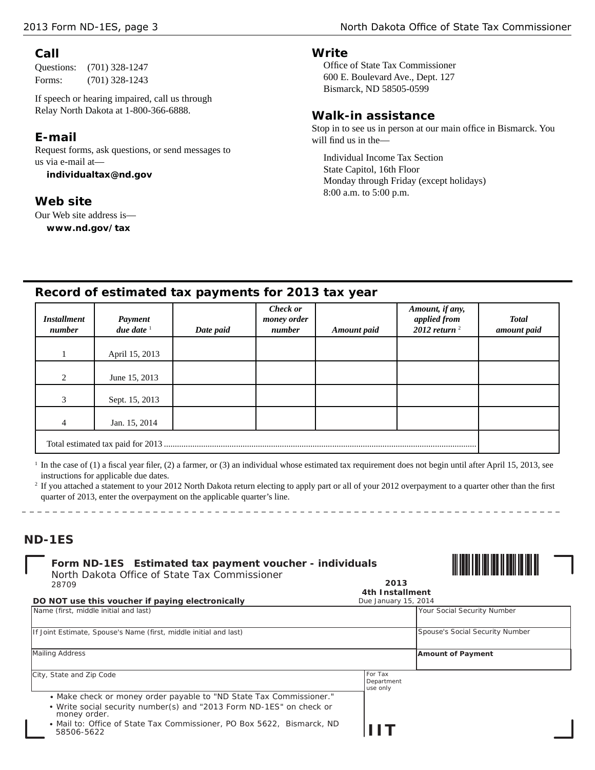## Call

Questions: (701) 328-1247
Forms: (701) 328-1243

If speech or hearing impaired, call us through Relay North Dakota at 1-800-366-6888.

## E-mail

Request forms, ask questions, or send messages to us via e-mail at—

**individualtax@nd.gov**

## Web site

Our Web site address is—

**www.nd.gov/tax**

## Write

Office of State Tax Commissioner
600 E. Boulevard Ave., Dept. 127
Bismarck, ND 58505-0599

## Walk-in assistance

Stop in to see us in person at our main office in Bismarck. You will find us in the—

Individual Income Tax Section
State Capitol, 16th Floor
Monday through Friday (except holidays)
8:00 a.m. to 5:00 p.m.

## Record of estimated tax payments for 2013 tax year

| *Installment number* | *Payment due date* [1] | *Date paid* | *Check or money order number* | *Amount paid* | *Amount, if any, applied from 2012 return* [2] | *Total amount paid* |
|---|---|---|---|---|---|---|
| 1 | April 15, 2013 | | | | | |
| 2 | June 15, 2013 | | | | | |
| 3 | Sept. 15, 2013 | | | | | |
| 4 | Jan. 15, 2014 | | | | | |
| Total estimated tax paid for 2013 | | | | | | |

[1] In the case of (1) a fiscal year filer, (2) a farmer, or (3) an individual whose estimated tax requirement does not begin until after April 15, 2013, see instructions for applicable due dates.

[2] If you attached a statement to your 2012 North Dakota return electing to apply part or all of your 2012 overpayment to a quarter other than the first quarter of 2013, enter the overpayment on the applicable quarter's line.

---

## ND-1ES

**Form ND-1ES Estimated tax payment voucher - individuals**
North Dakota Office of State Tax Commissioner
28709

**2013**
**4th Installment**
Due January 15, 2014

**DO NOT use this voucher if paying electronically**

| Name (first, middle initial and last) | Your Social Security Number |
|---|---|
| If Joint Estimate, Spouse's Name (first, middle initial and last) | Spouse's Social Security Number |
| Mailing Address | **Amount of Payment** |
| City, State and Zip Code | For Tax Department use only |

- Make check or money order payable to "ND State Tax Commissioner."
- Write social security number(s) and "2013 Form ND-1ES" on check or money order.
- Mail to: Office of State Tax Commissioner, PO Box 5622, Bismarck, ND 58506-5622

IIT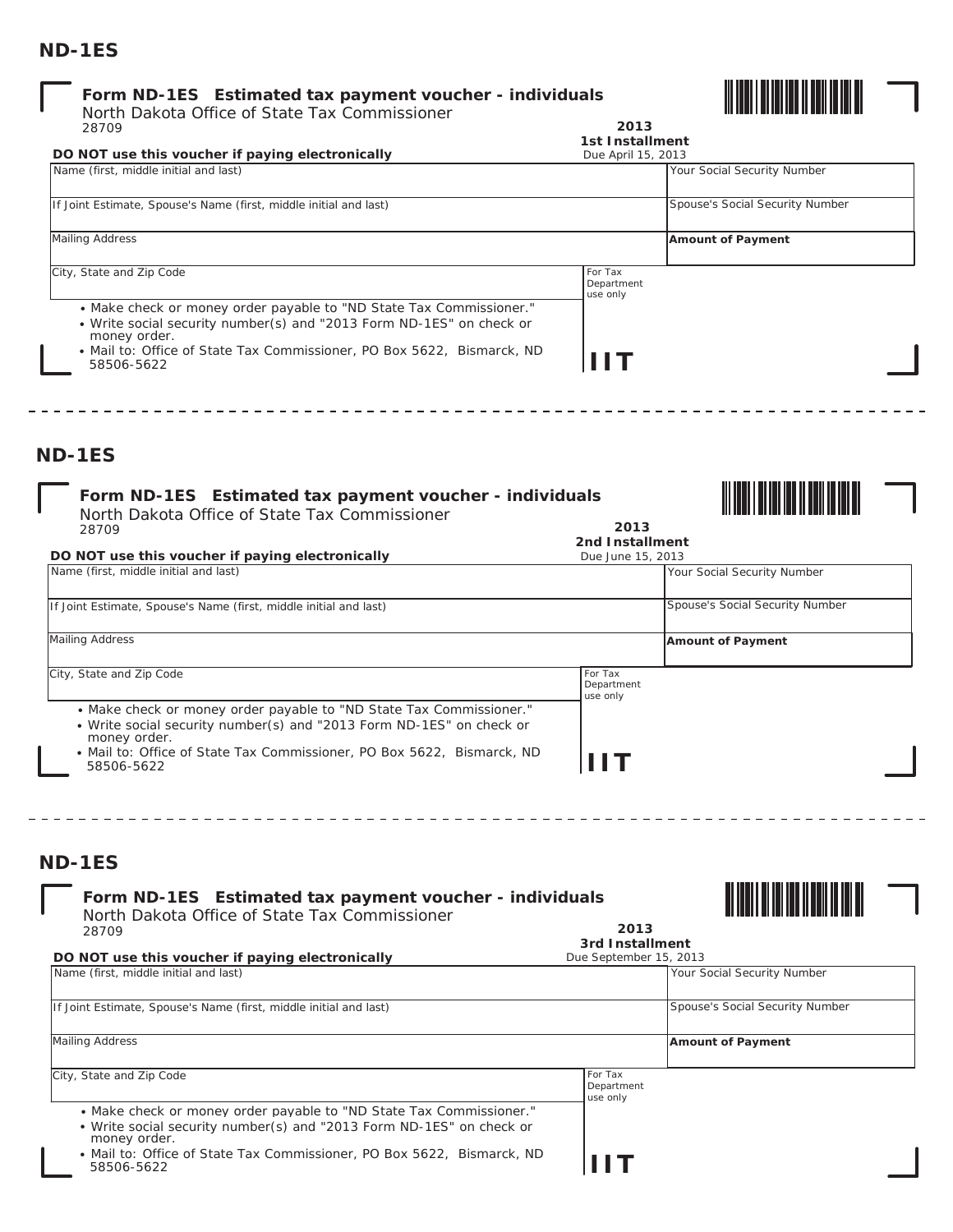## ND-1ES

### Form ND-1ES Estimated tax payment voucher - individuals

North Dakota Office of State Tax Commissioner
28709

**2013**
**1st Installment**
Due April 15, 2013

**DO NOT use this voucher if paying electronically**

| | |
|---|---|
| Name (first, middle initial and last) | Your Social Security Number |
| If Joint Estimate, Spouse's Name (first, middle initial and last) | Spouse's Social Security Number |
| Mailing Address | **Amount of Payment** |
| City, State and Zip Code | For Tax Department use only |

- Make check or money order payable to "ND State Tax Commissioner."
- Write social security number(s) and "2013 Form ND-1ES" on check or money order.
- Mail to: Office of State Tax Commissioner, PO Box 5622, Bismarck, ND 58506-5622

**IIT**

---

## ND-1ES

### Form ND-1ES Estimated tax payment voucher - individuals

North Dakota Office of State Tax Commissioner
28709

**2013**
**2nd Installment**
Due June 15, 2013

**DO NOT use this voucher if paying electronically**

| | |
|---|---|
| Name (first, middle initial and last) | Your Social Security Number |
| If Joint Estimate, Spouse's Name (first, middle initial and last) | Spouse's Social Security Number |
| Mailing Address | **Amount of Payment** |
| City, State and Zip Code | For Tax Department use only |

- Make check or money order payable to "ND State Tax Commissioner."
- Write social security number(s) and "2013 Form ND-1ES" on check or money order.
- Mail to: Office of State Tax Commissioner, PO Box 5622, Bismarck, ND 58506-5622

**IIT**

---

## ND-1ES

### Form ND-1ES Estimated tax payment voucher - individuals

North Dakota Office of State Tax Commissioner
28709

**2013**
**3rd Installment**
Due September 15, 2013

**DO NOT use this voucher if paying electronically**

| | |
|---|---|
| Name (first, middle initial and last) | Your Social Security Number |
| If Joint Estimate, Spouse's Name (first, middle initial and last) | Spouse's Social Security Number |
| Mailing Address | **Amount of Payment** |
| City, State and Zip Code | For Tax Department use only |

- Make check or money order payable to "ND State Tax Commissioner."
- Write social security number(s) and "2013 Form ND-1ES" on check or money order.
- Mail to: Office of State Tax Commissioner, PO Box 5622, Bismarck, ND 58506-5622

**IIT**